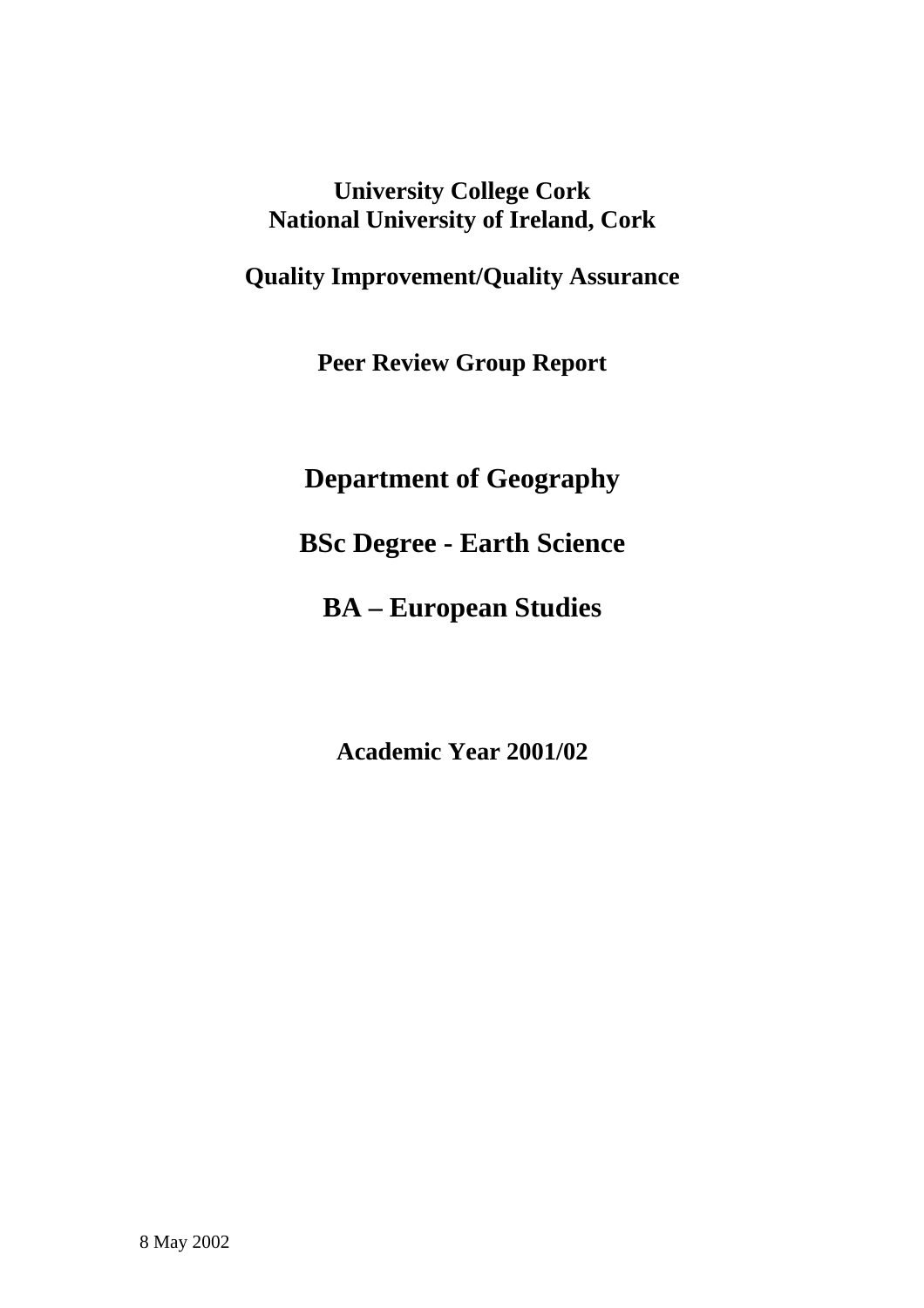**University College Cork**
**National University of Ireland, Cork**

**Quality Improvement/Quality Assurance**

**Peer Review Group Report**

# Department of Geography

# BSc Degree - Earth Science

# BA – European Studies

**Academic Year 2001/02**

8 May 2002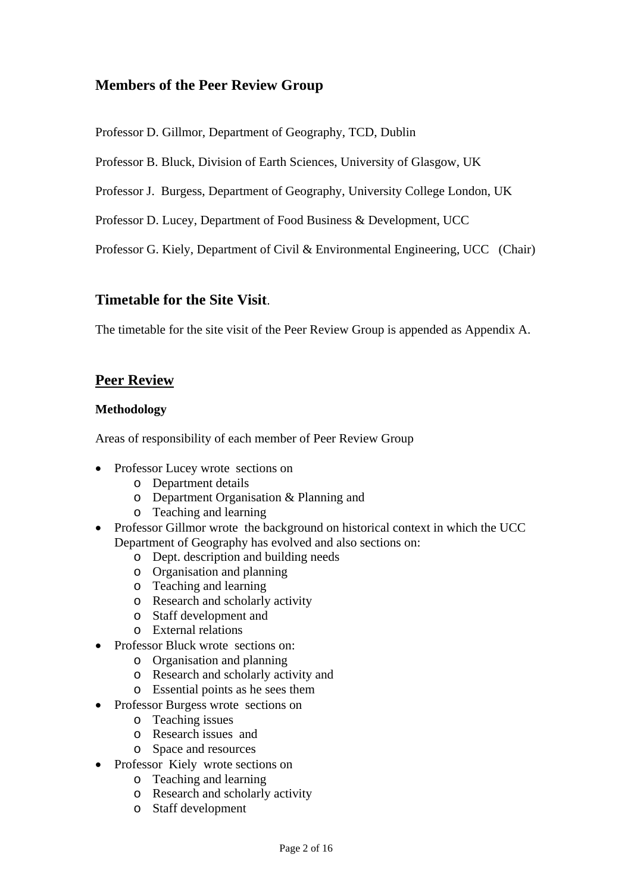## Members of the Peer Review Group

Professor D. Gillmor, Department of Geography, TCD, Dublin

Professor B. Bluck, Division of Earth Sciences, University of Glasgow, UK

Professor J. Burgess, Department of Geography, University College London, UK

Professor D. Lucey, Department of Food Business & Development, UCC

Professor G. Kiely, Department of Civil & Environmental Engineering, UCC (Chair)

## Timetable for the Site Visit.

The timetable for the site visit of the Peer Review Group is appended as Appendix A.

## Peer Review

### Methodology

Areas of responsibility of each member of Peer Review Group

- Professor Lucey wrote sections on
  - Department details
  - Department Organisation & Planning and
  - Teaching and learning
- Professor Gillmor wrote the background on historical context in which the UCC Department of Geography has evolved and also sections on:
  - Dept. description and building needs
  - Organisation and planning
  - Teaching and learning
  - Research and scholarly activity
  - Staff development and
  - External relations
- Professor Bluck wrote sections on:
  - Organisation and planning
  - Research and scholarly activity and
  - Essential points as he sees them
- Professor Burgess wrote sections on
  - Teaching issues
  - Research issues and
  - Space and resources
- Professor Kiely wrote sections on
  - Teaching and learning
  - Research and scholarly activity
  - Staff development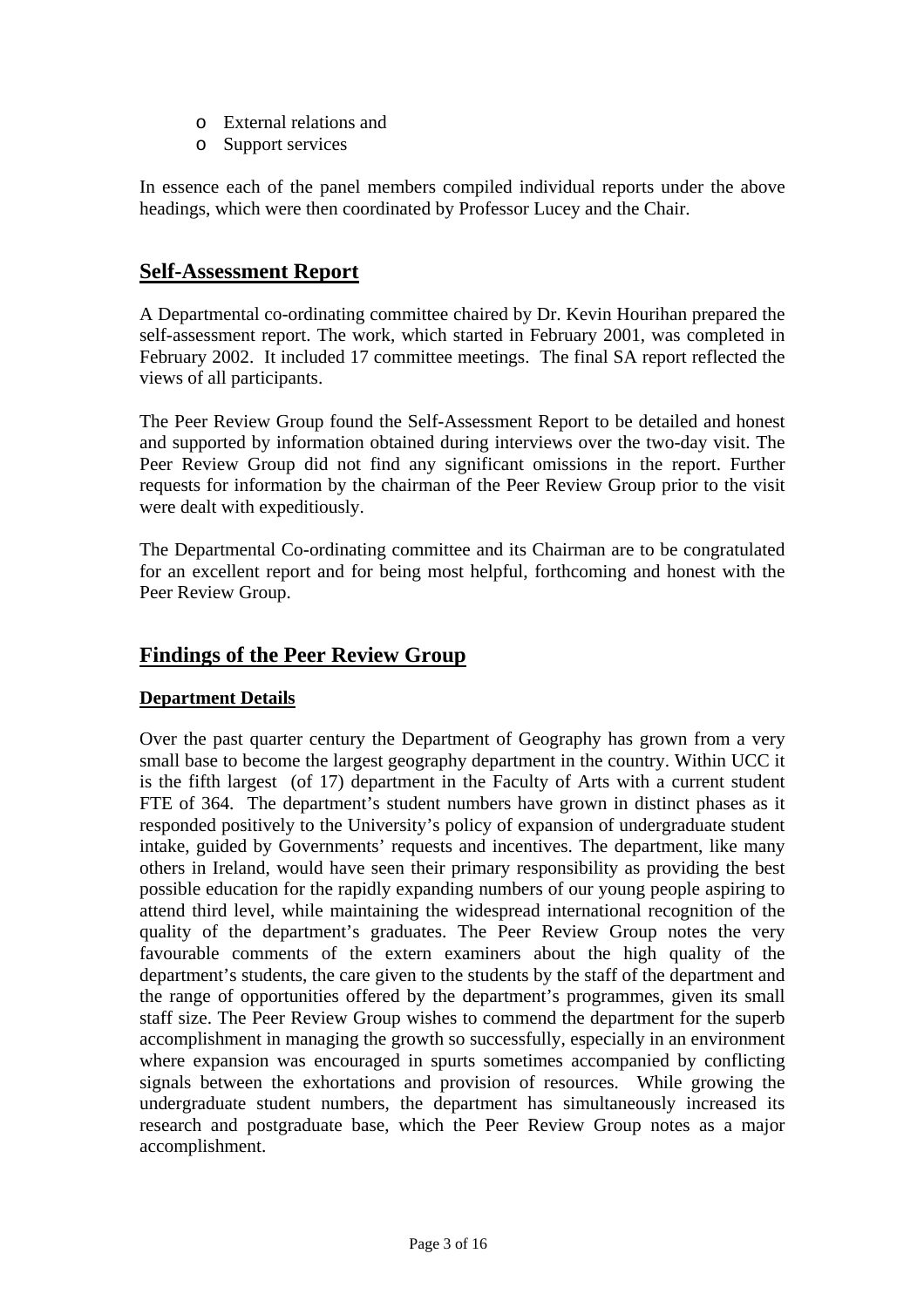- External relations and
- Support services

In essence each of the panel members compiled individual reports under the above headings, which were then coordinated by Professor Lucey and the Chair.

## Self-Assessment Report

A Departmental co-ordinating committee chaired by Dr. Kevin Hourihan prepared the self-assessment report. The work, which started in February 2001, was completed in February 2002. It included 17 committee meetings. The final SA report reflected the views of all participants.

The Peer Review Group found the Self-Assessment Report to be detailed and honest and supported by information obtained during interviews over the two-day visit. The Peer Review Group did not find any significant omissions in the report. Further requests for information by the chairman of the Peer Review Group prior to the visit were dealt with expeditiously.

The Departmental Co-ordinating committee and its Chairman are to be congratulated for an excellent report and for being most helpful, forthcoming and honest with the Peer Review Group.

## Findings of the Peer Review Group

### Department Details

Over the past quarter century the Department of Geography has grown from a very small base to become the largest geography department in the country. Within UCC it is the fifth largest (of 17) department in the Faculty of Arts with a current student FTE of 364. The department's student numbers have grown in distinct phases as it responded positively to the University's policy of expansion of undergraduate student intake, guided by Governments' requests and incentives. The department, like many others in Ireland, would have seen their primary responsibility as providing the best possible education for the rapidly expanding numbers of our young people aspiring to attend third level, while maintaining the widespread international recognition of the quality of the department's graduates. The Peer Review Group notes the very favourable comments of the extern examiners about the high quality of the department's students, the care given to the students by the staff of the department and the range of opportunities offered by the department's programmes, given its small staff size. The Peer Review Group wishes to commend the department for the superb accomplishment in managing the growth so successfully, especially in an environment where expansion was encouraged in spurts sometimes accompanied by conflicting signals between the exhortations and provision of resources. While growing the undergraduate student numbers, the department has simultaneously increased its research and postgraduate base, which the Peer Review Group notes as a major accomplishment.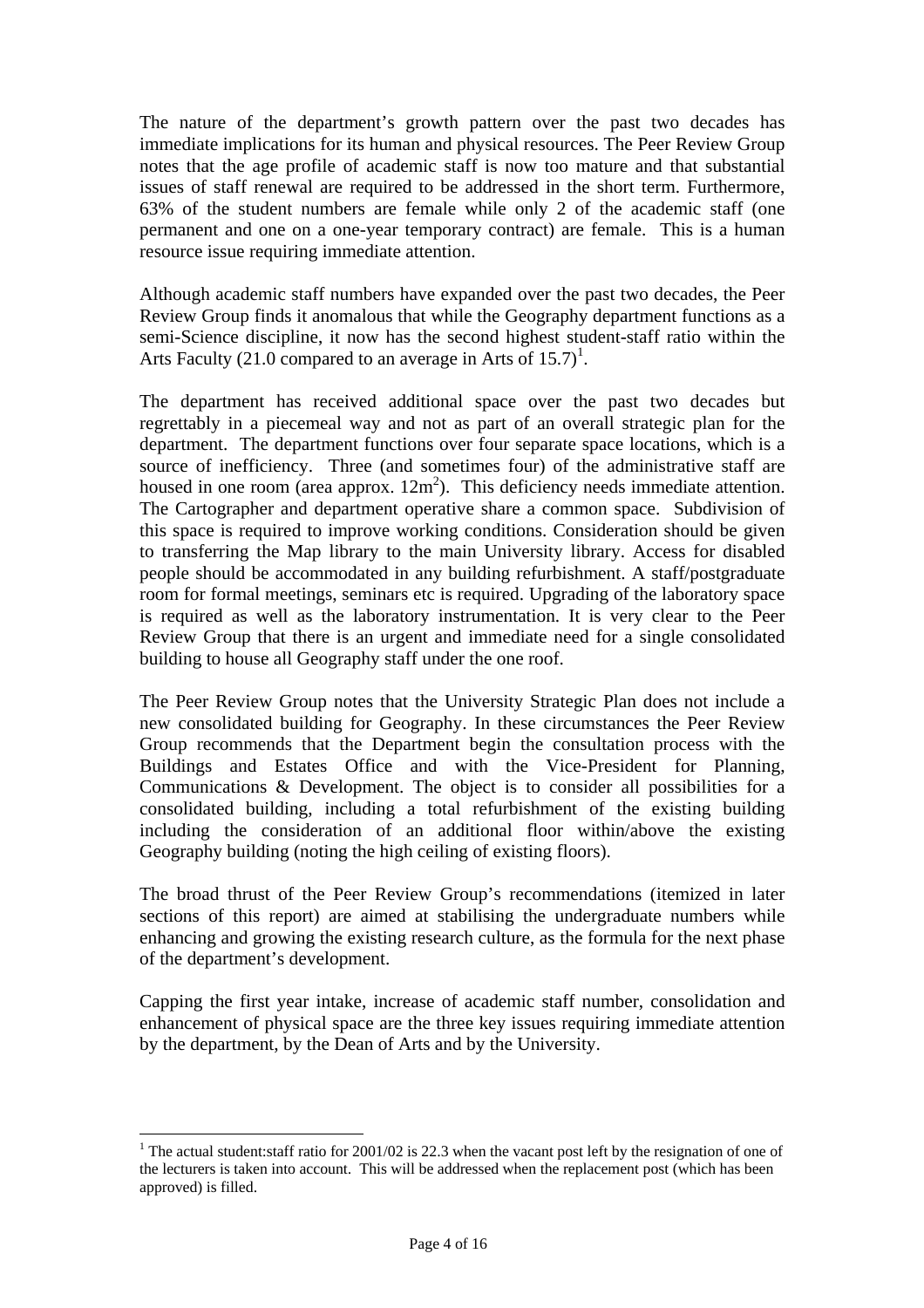The nature of the department's growth pattern over the past two decades has immediate implications for its human and physical resources. The Peer Review Group notes that the age profile of academic staff is now too mature and that substantial issues of staff renewal are required to be addressed in the short term. Furthermore, 63% of the student numbers are female while only 2 of the academic staff (one permanent and one on a one-year temporary contract) are female. This is a human resource issue requiring immediate attention.

Although academic staff numbers have expanded over the past two decades, the Peer Review Group finds it anomalous that while the Geography department functions as a semi-Science discipline, it now has the second highest student-staff ratio within the Arts Faculty (21.0 compared to an average in Arts of 15.7)[1].

The department has received additional space over the past two decades but regrettably in a piecemeal way and not as part of an overall strategic plan for the department. The department functions over four separate space locations, which is a source of inefficiency. Three (and sometimes four) of the administrative staff are housed in one room (area approx. $12m^2$). This deficiency needs immediate attention. The Cartographer and department operative share a common space. Subdivision of this space is required to improve working conditions. Consideration should be given to transferring the Map library to the main University library. Access for disabled people should be accommodated in any building refurbishment. A staff/postgraduate room for formal meetings, seminars etc is required. Upgrading of the laboratory space is required as well as the laboratory instrumentation. It is very clear to the Peer Review Group that there is an urgent and immediate need for a single consolidated building to house all Geography staff under the one roof.

The Peer Review Group notes that the University Strategic Plan does not include a new consolidated building for Geography. In these circumstances the Peer Review Group recommends that the Department begin the consultation process with the Buildings and Estates Office and with the Vice-President for Planning, Communications & Development. The object is to consider all possibilities for a consolidated building, including a total refurbishment of the existing building including the consideration of an additional floor within/above the existing Geography building (noting the high ceiling of existing floors).

The broad thrust of the Peer Review Group's recommendations (itemized in later sections of this report) are aimed at stabilising the undergraduate numbers while enhancing and growing the existing research culture, as the formula for the next phase of the department's development.

Capping the first year intake, increase of academic staff number, consolidation and enhancement of physical space are the three key issues requiring immediate attention by the department, by the Dean of Arts and by the University.

---

[1] The actual student:staff ratio for 2001/02 is 22.3 when the vacant post left by the resignation of one of the lecturers is taken into account. This will be addressed when the replacement post (which has been approved) is filled.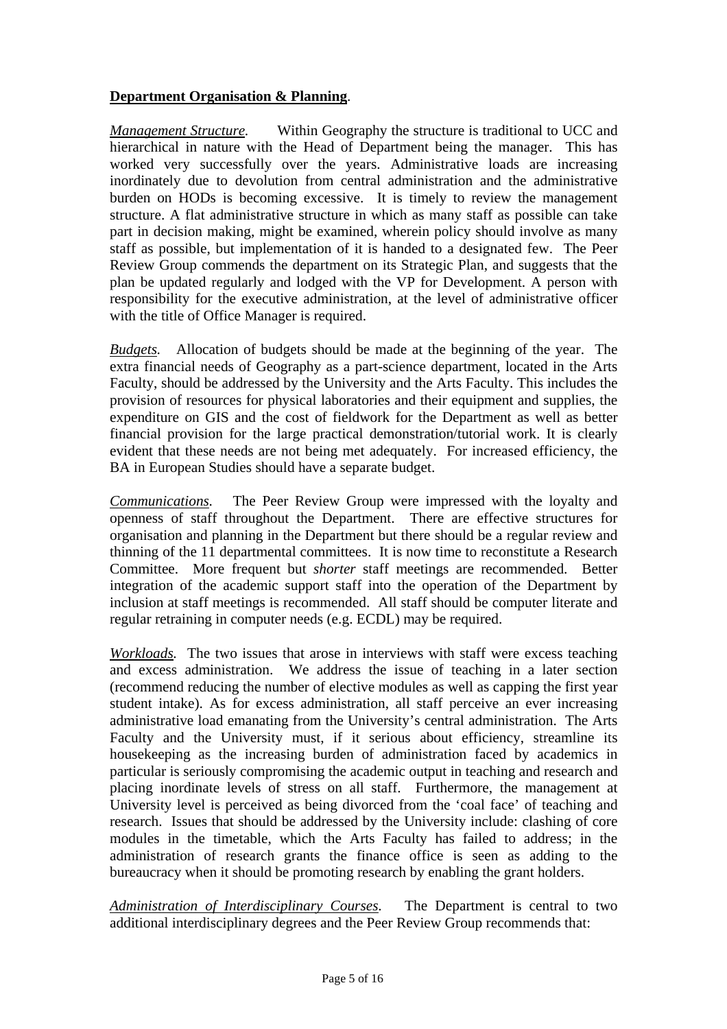**Department Organisation & Planning**.

*Management Structure.* Within Geography the structure is traditional to UCC and hierarchical in nature with the Head of Department being the manager. This has worked very successfully over the years. Administrative loads are increasing inordinately due to devolution from central administration and the administrative burden on HODs is becoming excessive. It is timely to review the management structure. A flat administrative structure in which as many staff as possible can take part in decision making, might be examined, wherein policy should involve as many staff as possible, but implementation of it is handed to a designated few. The Peer Review Group commends the department on its Strategic Plan, and suggests that the plan be updated regularly and lodged with the VP for Development. A person with responsibility for the executive administration, at the level of administrative officer with the title of Office Manager is required.

*Budgets.* Allocation of budgets should be made at the beginning of the year. The extra financial needs of Geography as a part-science department, located in the Arts Faculty, should be addressed by the University and the Arts Faculty. This includes the provision of resources for physical laboratories and their equipment and supplies, the expenditure on GIS and the cost of fieldwork for the Department as well as better financial provision for the large practical demonstration/tutorial work. It is clearly evident that these needs are not being met adequately. For increased efficiency, the BA in European Studies should have a separate budget.

*Communications.* The Peer Review Group were impressed with the loyalty and openness of staff throughout the Department. There are effective structures for organisation and planning in the Department but there should be a regular review and thinning of the 11 departmental committees. It is now time to reconstitute a Research Committee. More frequent but *shorter* staff meetings are recommended. Better integration of the academic support staff into the operation of the Department by inclusion at staff meetings is recommended. All staff should be computer literate and regular retraining in computer needs (e.g. ECDL) may be required.

*Workloads.* The two issues that arose in interviews with staff were excess teaching and excess administration. We address the issue of teaching in a later section (recommend reducing the number of elective modules as well as capping the first year student intake). As for excess administration, all staff perceive an ever increasing administrative load emanating from the University's central administration. The Arts Faculty and the University must, if it serious about efficiency, streamline its housekeeping as the increasing burden of administration faced by academics in particular is seriously compromising the academic output in teaching and research and placing inordinate levels of stress on all staff. Furthermore, the management at University level is perceived as being divorced from the 'coal face' of teaching and research. Issues that should be addressed by the University include: clashing of core modules in the timetable, which the Arts Faculty has failed to address; in the administration of research grants the finance office is seen as adding to the bureaucracy when it should be promoting research by enabling the grant holders.

*Administration of Interdisciplinary Courses.* The Department is central to two additional interdisciplinary degrees and the Peer Review Group recommends that: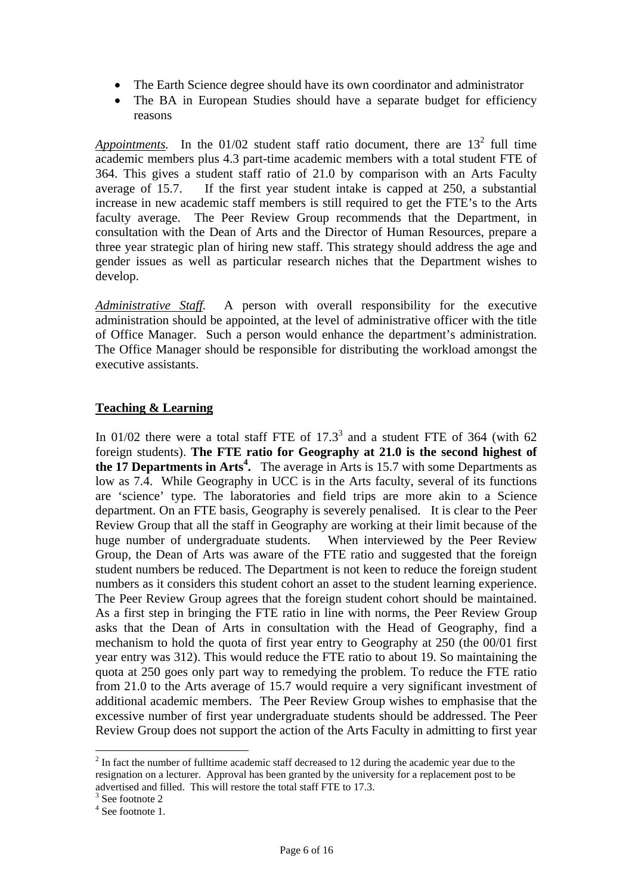- The Earth Science degree should have its own coordinator and administrator
- The BA in European Studies should have a separate budget for efficiency reasons

*Appointments.* In the 01/02 student staff ratio document, there are 13[2] full time academic members plus 4.3 part-time academic members with a total student FTE of 364. This gives a student staff ratio of 21.0 by comparison with an Arts Faculty average of 15.7. If the first year student intake is capped at 250, a substantial increase in new academic staff members is still required to get the FTE's to the Arts faculty average. The Peer Review Group recommends that the Department, in consultation with the Dean of Arts and the Director of Human Resources, prepare a three year strategic plan of hiring new staff. This strategy should address the age and gender issues as well as particular research niches that the Department wishes to develop.

*Administrative Staff.* A person with overall responsibility for the executive administration should be appointed, at the level of administrative officer with the title of Office Manager. Such a person would enhance the department's administration. The Office Manager should be responsible for distributing the workload amongst the executive assistants.

## Teaching & Learning

In 01/02 there were a total staff FTE of 17.3[3] and a student FTE of 364 (with 62 foreign students). **The FTE ratio for Geography at 21.0 is the second highest of the 17 Departments in Arts[4].** The average in Arts is 15.7 with some Departments as low as 7.4. While Geography in UCC is in the Arts faculty, several of its functions are 'science' type. The laboratories and field trips are more akin to a Science department. On an FTE basis, Geography is severely penalised. It is clear to the Peer Review Group that all the staff in Geography are working at their limit because of the huge number of undergraduate students. When interviewed by the Peer Review Group, the Dean of Arts was aware of the FTE ratio and suggested that the foreign student numbers be reduced. The Department is not keen to reduce the foreign student numbers as it considers this student cohort an asset to the student learning experience. The Peer Review Group agrees that the foreign student cohort should be maintained. As a first step in bringing the FTE ratio in line with norms, the Peer Review Group asks that the Dean of Arts in consultation with the Head of Geography, find a mechanism to hold the quota of first year entry to Geography at 250 (the 00/01 first year entry was 312). This would reduce the FTE ratio to about 19. So maintaining the quota at 250 goes only part way to remedying the problem. To reduce the FTE ratio from 21.0 to the Arts average of 15.7 would require a very significant investment of additional academic members. The Peer Review Group wishes to emphasise that the excessive number of first year undergraduate students should be addressed. The Peer Review Group does not support the action of the Arts Faculty in admitting to first year

---

[2] In fact the number of fulltime academic staff decreased to 12 during the academic year due to the resignation on a lecturer. Approval has been granted by the university for a replacement post to be advertised and filled. This will restore the total staff FTE to 17.3.

[3] See footnote 2

[4] See footnote 1.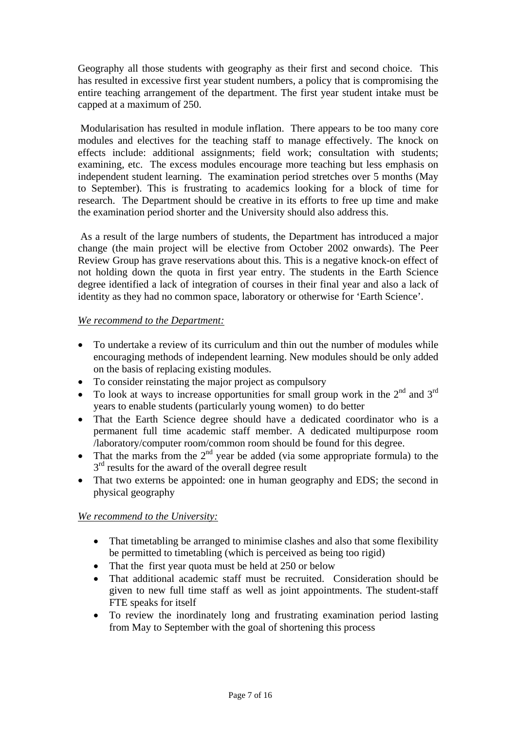Geography all those students with geography as their first and second choice. This has resulted in excessive first year student numbers, a policy that is compromising the entire teaching arrangement of the department. The first year student intake must be capped at a maximum of 250.

Modularisation has resulted in module inflation. There appears to be too many core modules and electives for the teaching staff to manage effectively. The knock on effects include: additional assignments; field work; consultation with students; examining, etc. The excess modules encourage more teaching but less emphasis on independent student learning. The examination period stretches over 5 months (May to September). This is frustrating to academics looking for a block of time for research. The Department should be creative in its efforts to free up time and make the examination period shorter and the University should also address this.

As a result of the large numbers of students, the Department has introduced a major change (the main project will be elective from October 2002 onwards). The Peer Review Group has grave reservations about this. This is a negative knock-on effect of not holding down the quota in first year entry. The students in the Earth Science degree identified a lack of integration of courses in their final year and also a lack of identity as they had no common space, laboratory or otherwise for 'Earth Science'.

*We recommend to the Department:*

- To undertake a review of its curriculum and thin out the number of modules while encouraging methods of independent learning. New modules should be only added on the basis of replacing existing modules.
- To consider reinstating the major project as compulsory
- To look at ways to increase opportunities for small group work in the 2nd and 3rd years to enable students (particularly young women) to do better
- That the Earth Science degree should have a dedicated coordinator who is a permanent full time academic staff member. A dedicated multipurpose room /laboratory/computer room/common room should be found for this degree.
- That the marks from the 2nd year be added (via some appropriate formula) to the 3rd results for the award of the overall degree result
- That two externs be appointed: one in human geography and EDS; the second in physical geography

*We recommend to the University:*

- That timetabling be arranged to minimise clashes and also that some flexibility be permitted to timetabling (which is perceived as being too rigid)
- That the first year quota must be held at 250 or below
- That additional academic staff must be recruited. Consideration should be given to new full time staff as well as joint appointments. The student-staff FTE speaks for itself
- To review the inordinately long and frustrating examination period lasting from May to September with the goal of shortening this process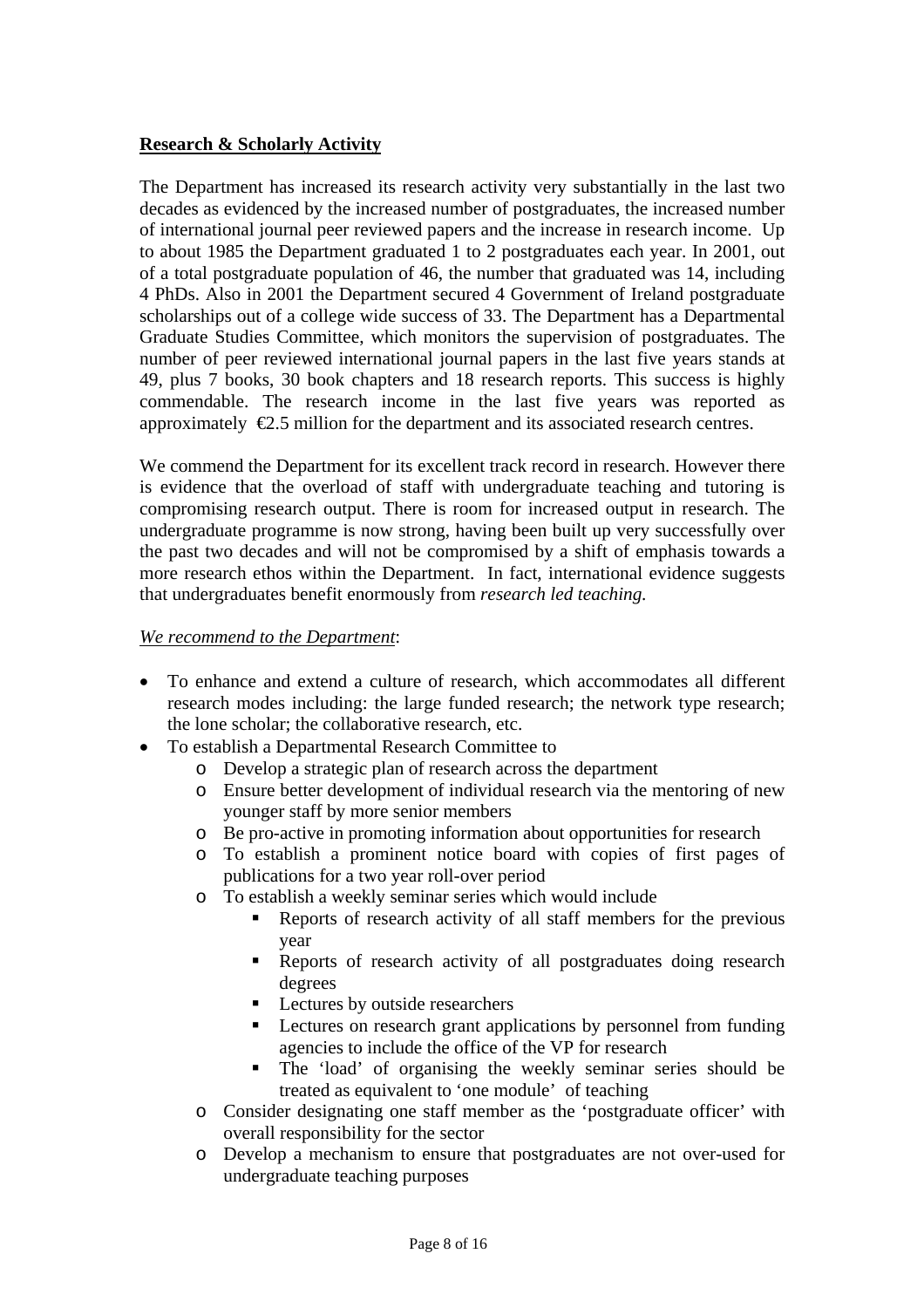**Research & Scholarly Activity**

The Department has increased its research activity very substantially in the last two decades as evidenced by the increased number of postgraduates, the increased number of international journal peer reviewed papers and the increase in research income. Up to about 1985 the Department graduated 1 to 2 postgraduates each year. In 2001, out of a total postgraduate population of 46, the number that graduated was 14, including 4 PhDs. Also in 2001 the Department secured 4 Government of Ireland postgraduate scholarships out of a college wide success of 33. The Department has a Departmental Graduate Studies Committee, which monitors the supervision of postgraduates. The number of peer reviewed international journal papers in the last five years stands at 49, plus 7 books, 30 book chapters and 18 research reports. This success is highly commendable. The research income in the last five years was reported as approximately €2.5 million for the department and its associated research centres.

We commend the Department for its excellent track record in research. However there is evidence that the overload of staff with undergraduate teaching and tutoring is compromising research output. There is room for increased output in research. The undergraduate programme is now strong, having been built up very successfully over the past two decades and will not be compromised by a shift of emphasis towards a more research ethos within the Department. In fact, international evidence suggests that undergraduates benefit enormously from *research led teaching.*

*We recommend to the Department*:

- To enhance and extend a culture of research, which accommodates all different research modes including: the large funded research; the network type research; the lone scholar; the collaborative research, etc.
- To establish a Departmental Research Committee to
  - Develop a strategic plan of research across the department
  - Ensure better development of individual research via the mentoring of new younger staff by more senior members
  - Be pro-active in promoting information about opportunities for research
  - To establish a prominent notice board with copies of first pages of publications for a two year roll-over period
  - To establish a weekly seminar series which would include
    - Reports of research activity of all staff members for the previous year
    - Reports of research activity of all postgraduates doing research degrees
    - Lectures by outside researchers
    - Lectures on research grant applications by personnel from funding agencies to include the office of the VP for research
    - The 'load' of organising the weekly seminar series should be treated as equivalent to 'one module' of teaching
  - Consider designating one staff member as the 'postgraduate officer' with overall responsibility for the sector
  - Develop a mechanism to ensure that postgraduates are not over-used for undergraduate teaching purposes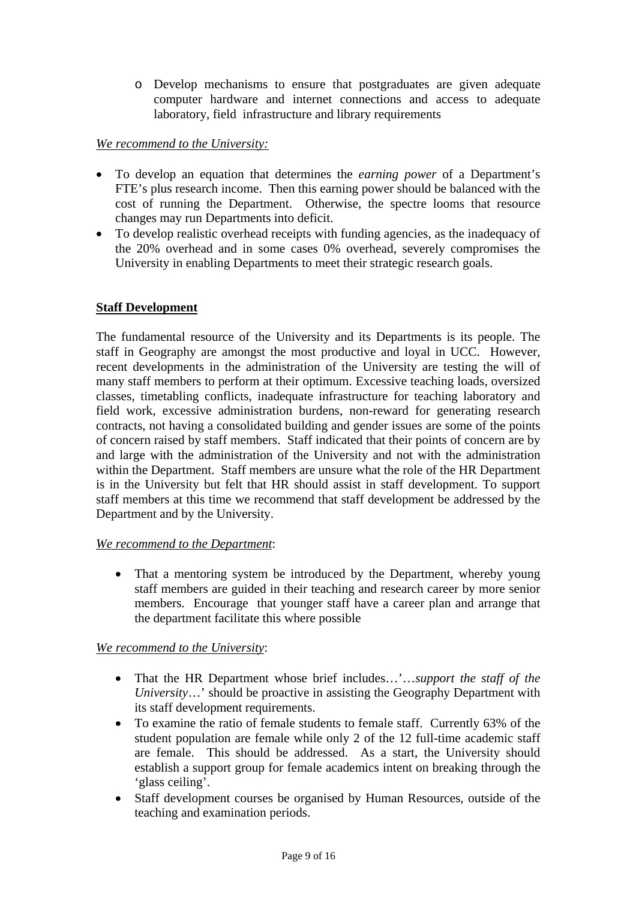- Develop mechanisms to ensure that postgraduates are given adequate computer hardware and internet connections and access to adequate laboratory, field infrastructure and library requirements

*<u>We recommend to the University:</u>*

- To develop an equation that determines the *earning power* of a Department's FTE's plus research income. Then this earning power should be balanced with the cost of running the Department. Otherwise, the spectre looms that resource changes may run Departments into deficit.
- To develop realistic overhead receipts with funding agencies, as the inadequacy of the 20% overhead and in some cases 0% overhead, severely compromises the University in enabling Departments to meet their strategic research goals.

## <u>Staff Development</u>

The fundamental resource of the University and its Departments is its people. The staff in Geography are amongst the most productive and loyal in UCC. However, recent developments in the administration of the University are testing the will of many staff members to perform at their optimum. Excessive teaching loads, oversized classes, timetabling conflicts, inadequate infrastructure for teaching laboratory and field work, excessive administration burdens, non-reward for generating research contracts, not having a consolidated building and gender issues are some of the points of concern raised by staff members. Staff indicated that their points of concern are by and large with the administration of the University and not with the administration within the Department. Staff members are unsure what the role of the HR Department is in the University but felt that HR should assist in staff development. To support staff members at this time we recommend that staff development be addressed by the Department and by the University.

*<u>We recommend to the Department</u>*:

- That a mentoring system be introduced by the Department, whereby young staff members are guided in their teaching and research career by more senior members. Encourage that younger staff have a career plan and arrange that the department facilitate this where possible

*<u>We recommend to the University</u>*:

- That the HR Department whose brief includes…'…*support the staff of the University*…' should be proactive in assisting the Geography Department with its staff development requirements.
- To examine the ratio of female students to female staff. Currently 63% of the student population are female while only 2 of the 12 full-time academic staff are female. This should be addressed. As a start, the University should establish a support group for female academics intent on breaking through the 'glass ceiling'.
- Staff development courses be organised by Human Resources, outside of the teaching and examination periods.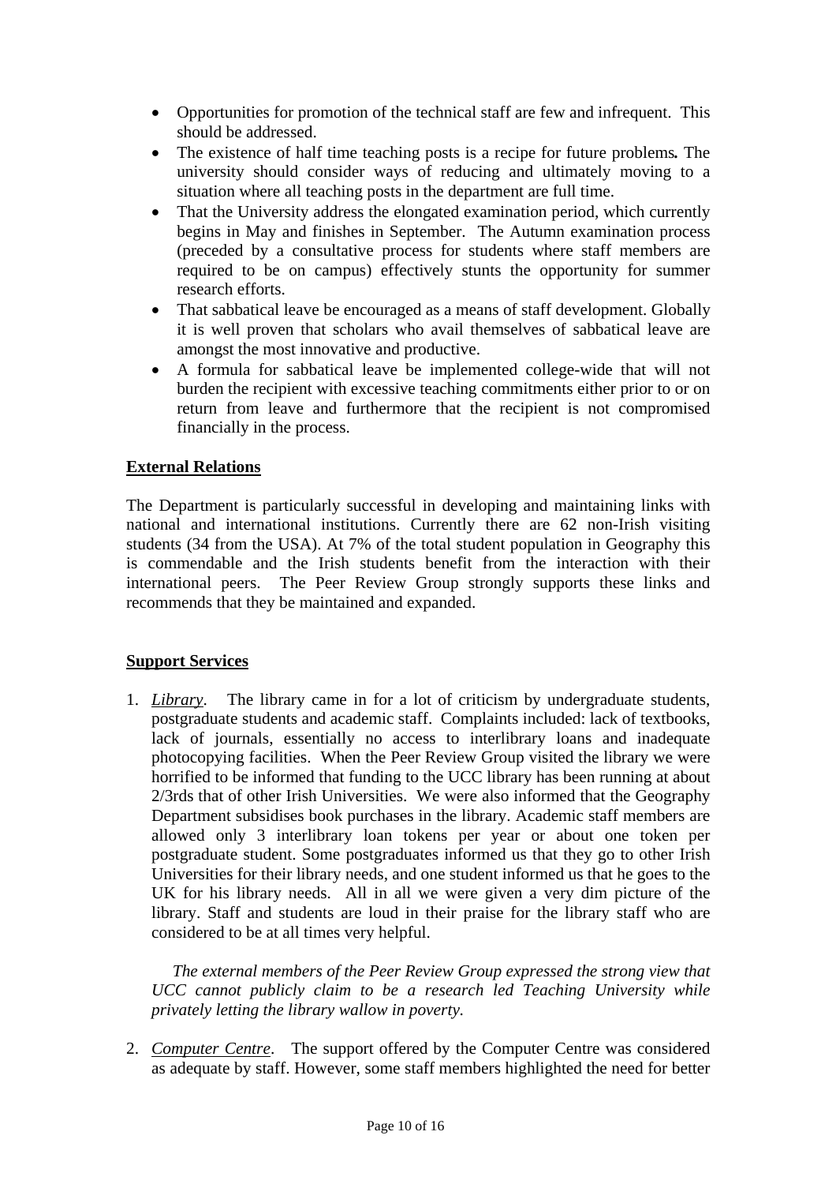- Opportunities for promotion of the technical staff are few and infrequent. This should be addressed.
- The existence of half time teaching posts is a recipe for future problems**.** The university should consider ways of reducing and ultimately moving to a situation where all teaching posts in the department are full time.
- That the University address the elongated examination period, which currently begins in May and finishes in September. The Autumn examination process (preceded by a consultative process for students where staff members are required to be on campus) effectively stunts the opportunity for summer research efforts.
- That sabbatical leave be encouraged as a means of staff development. Globally it is well proven that scholars who avail themselves of sabbatical leave are amongst the most innovative and productive.
- A formula for sabbatical leave be implemented college-wide that will not burden the recipient with excessive teaching commitments either prior to or on return from leave and furthermore that the recipient is not compromised financially in the process.

**External Relations**

The Department is particularly successful in developing and maintaining links with national and international institutions. Currently there are 62 non-Irish visiting students (34 from the USA). At 7% of the total student population in Geography this is commendable and the Irish students benefit from the interaction with their international peers. The Peer Review Group strongly supports these links and recommends that they be maintained and expanded.

**Support Services**

1. *Library*. The library came in for a lot of criticism by undergraduate students, postgraduate students and academic staff. Complaints included: lack of textbooks, lack of journals, essentially no access to interlibrary loans and inadequate photocopying facilities. When the Peer Review Group visited the library we were horrified to be informed that funding to the UCC library has been running at about 2/3rds that of other Irish Universities. We were also informed that the Geography Department subsidises book purchases in the library. Academic staff members are allowed only 3 interlibrary loan tokens per year or about one token per postgraduate student. Some postgraduates informed us that they go to other Irish Universities for their library needs, and one student informed us that he goes to the UK for his library needs. All in all we were given a very dim picture of the library. Staff and students are loud in their praise for the library staff who are considered to be at all times very helpful.

   *The external members of the Peer Review Group expressed the strong view that UCC cannot publicly claim to be a research led Teaching University while privately letting the library wallow in poverty.*

2. *Computer Centre*. The support offered by the Computer Centre was considered as adequate by staff. However, some staff members highlighted the need for better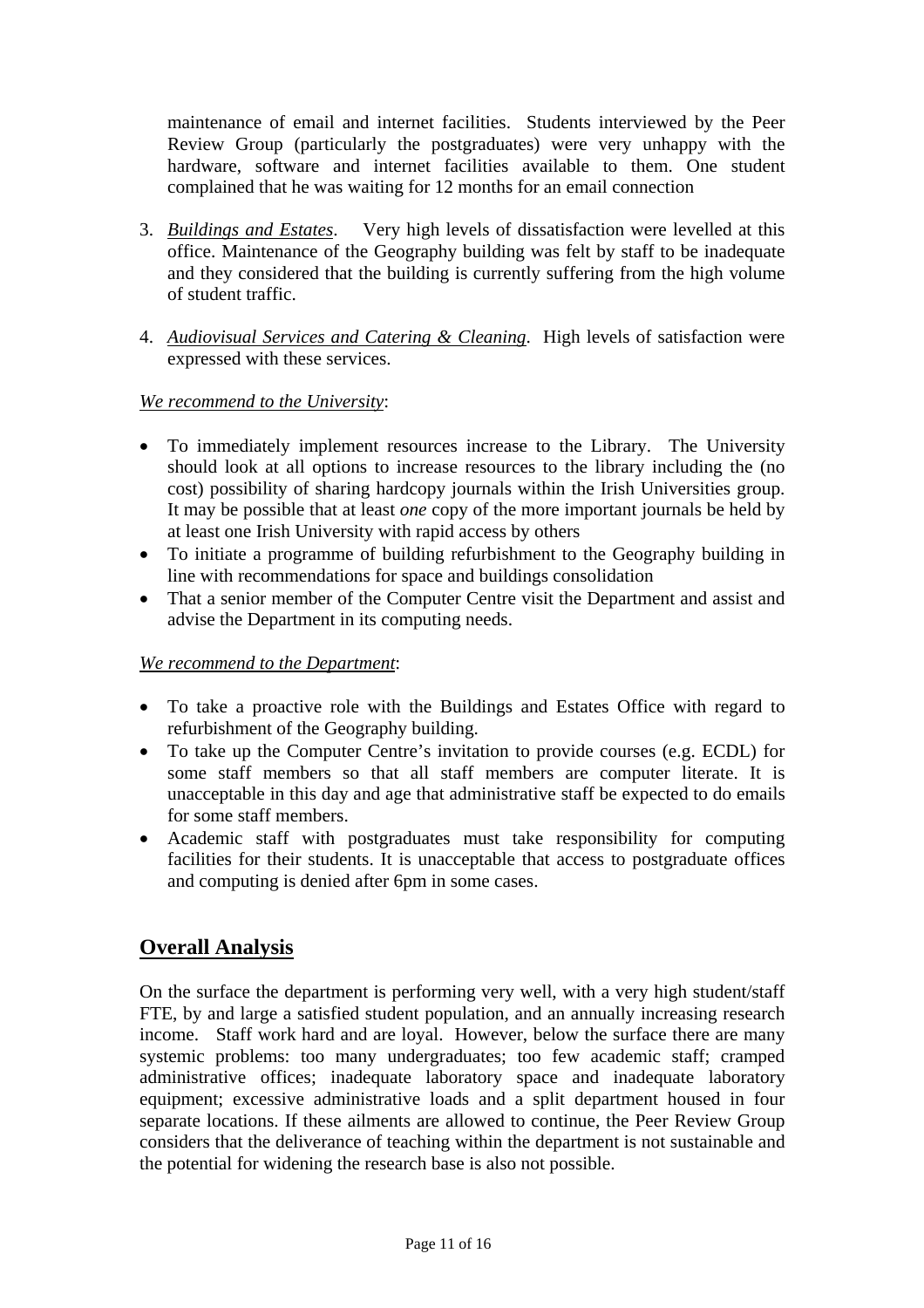maintenance of email and internet facilities. Students interviewed by the Peer Review Group (particularly the postgraduates) were very unhappy with the hardware, software and internet facilities available to them. One student complained that he was waiting for 12 months for an email connection

3. *Buildings and Estates*. Very high levels of dissatisfaction were levelled at this office. Maintenance of the Geography building was felt by staff to be inadequate and they considered that the building is currently suffering from the high volume of student traffic.

4. *Audiovisual Services and Catering & Cleaning*. High levels of satisfaction were expressed with these services.

*We recommend to the University*:

- To immediately implement resources increase to the Library. The University should look at all options to increase resources to the library including the (no cost) possibility of sharing hardcopy journals within the Irish Universities group. It may be possible that at least *one* copy of the more important journals be held by at least one Irish University with rapid access by others
- To initiate a programme of building refurbishment to the Geography building in line with recommendations for space and buildings consolidation
- That a senior member of the Computer Centre visit the Department and assist and advise the Department in its computing needs.

*We recommend to the Department*:

- To take a proactive role with the Buildings and Estates Office with regard to refurbishment of the Geography building.
- To take up the Computer Centre's invitation to provide courses (e.g. ECDL) for some staff members so that all staff members are computer literate. It is unacceptable in this day and age that administrative staff be expected to do emails for some staff members.
- Academic staff with postgraduates must take responsibility for computing facilities for their students. It is unacceptable that access to postgraduate offices and computing is denied after 6pm in some cases.

## Overall Analysis

On the surface the department is performing very well, with a very high student/staff FTE, by and large a satisfied student population, and an annually increasing research income. Staff work hard and are loyal. However, below the surface there are many systemic problems: too many undergraduates; too few academic staff; cramped administrative offices; inadequate laboratory space and inadequate laboratory equipment; excessive administrative loads and a split department housed in four separate locations. If these ailments are allowed to continue, the Peer Review Group considers that the deliverance of teaching within the department is not sustainable and the potential for widening the research base is also not possible.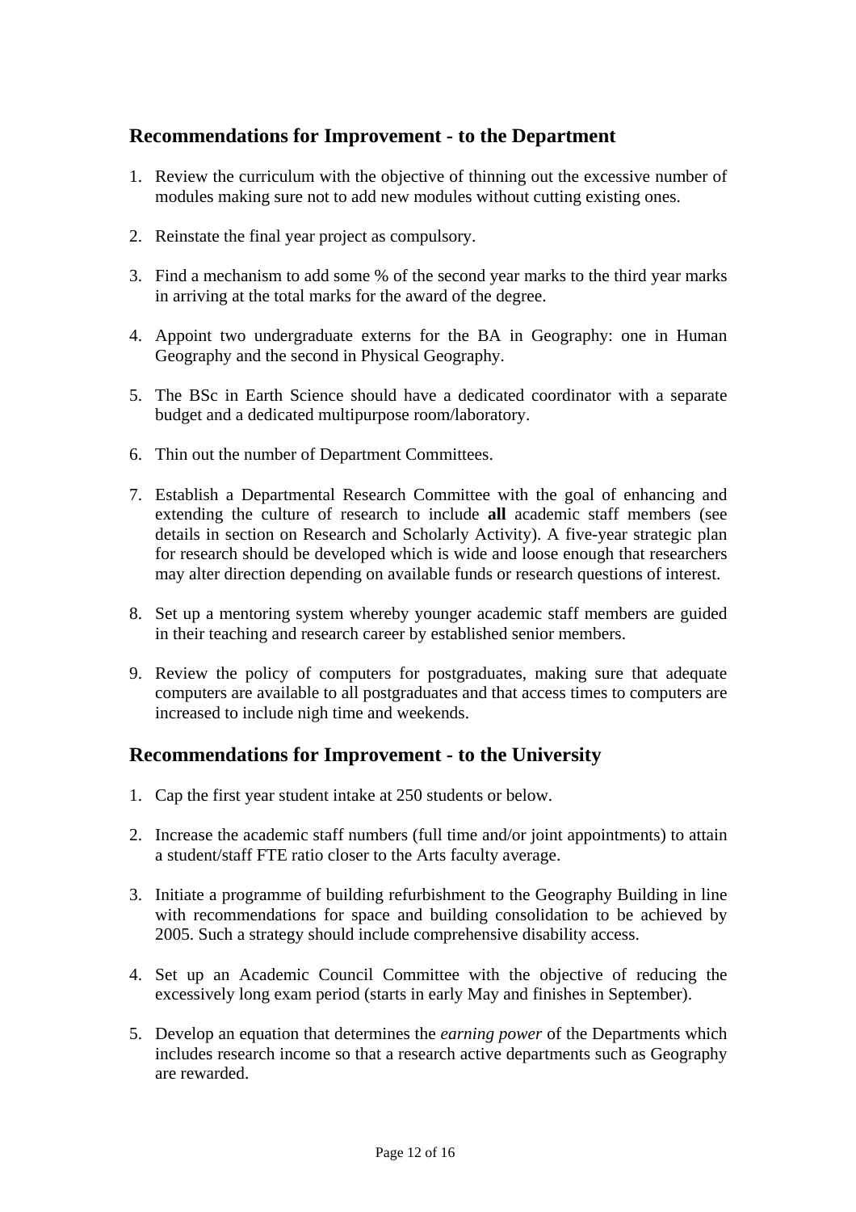## Recommendations for Improvement - to the Department

1. Review the curriculum with the objective of thinning out the excessive number of modules making sure not to add new modules without cutting existing ones.

2. Reinstate the final year project as compulsory.

3. Find a mechanism to add some % of the second year marks to the third year marks in arriving at the total marks for the award of the degree.

4. Appoint two undergraduate externs for the BA in Geography: one in Human Geography and the second in Physical Geography.

5. The BSc in Earth Science should have a dedicated coordinator with a separate budget and a dedicated multipurpose room/laboratory.

6. Thin out the number of Department Committees.

7. Establish a Departmental Research Committee with the goal of enhancing and extending the culture of research to include **all** academic staff members (see details in section on Research and Scholarly Activity). A five-year strategic plan for research should be developed which is wide and loose enough that researchers may alter direction depending on available funds or research questions of interest.

8. Set up a mentoring system whereby younger academic staff members are guided in their teaching and research career by established senior members.

9. Review the policy of computers for postgraduates, making sure that adequate computers are available to all postgraduates and that access times to computers are increased to include nigh time and weekends.

## Recommendations for Improvement - to the University

1. Cap the first year student intake at 250 students or below.

2. Increase the academic staff numbers (full time and/or joint appointments) to attain a student/staff FTE ratio closer to the Arts faculty average.

3. Initiate a programme of building refurbishment to the Geography Building in line with recommendations for space and building consolidation to be achieved by 2005. Such a strategy should include comprehensive disability access.

4. Set up an Academic Council Committee with the objective of reducing the excessively long exam period (starts in early May and finishes in September).

5. Develop an equation that determines the *earning power* of the Departments which includes research income so that a research active departments such as Geography are rewarded.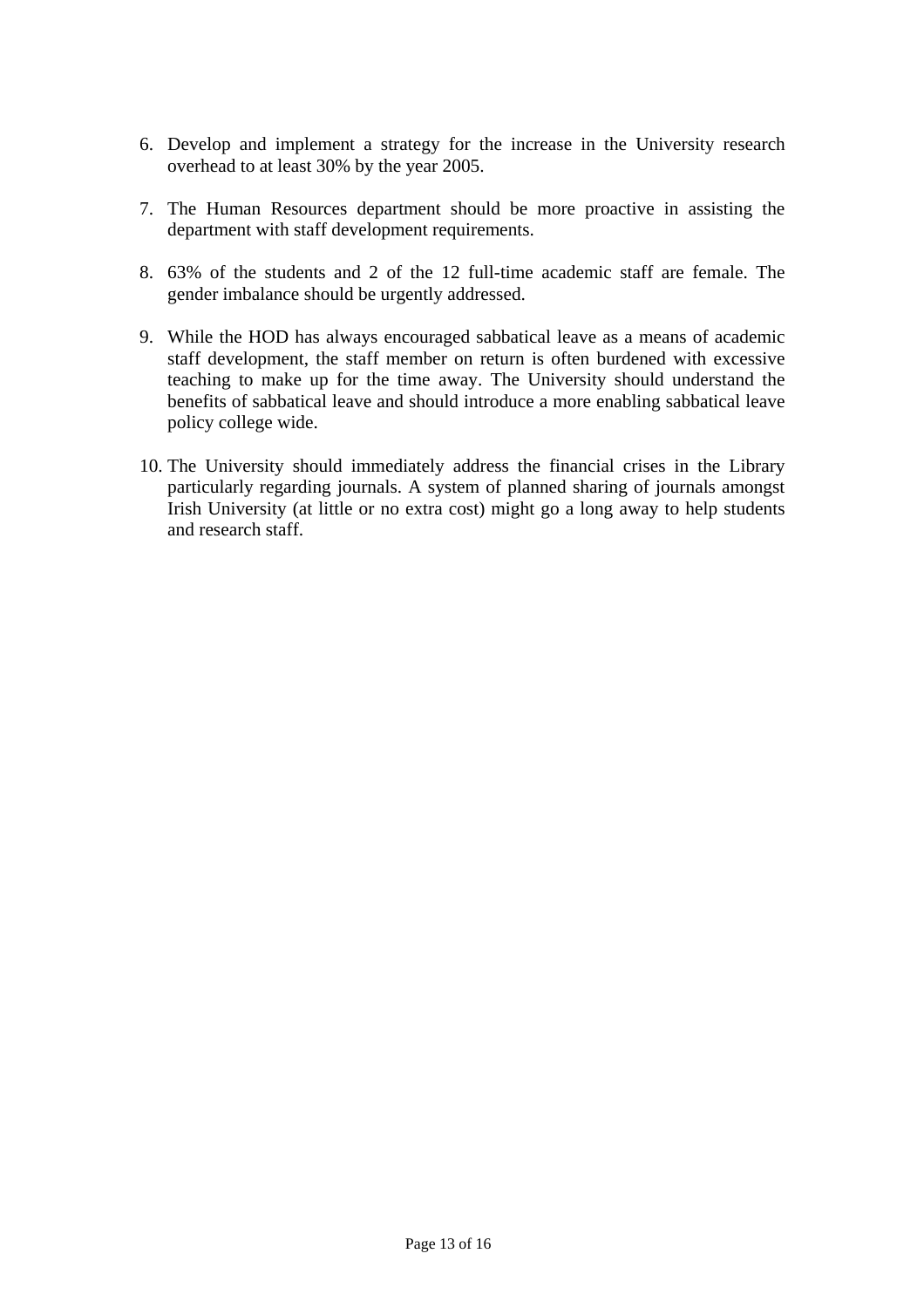6. Develop and implement a strategy for the increase in the University research overhead to at least 30% by the year 2005.

7. The Human Resources department should be more proactive in assisting the department with staff development requirements.

8. 63% of the students and 2 of the 12 full-time academic staff are female. The gender imbalance should be urgently addressed.

9. While the HOD has always encouraged sabbatical leave as a means of academic staff development, the staff member on return is often burdened with excessive teaching to make up for the time away. The University should understand the benefits of sabbatical leave and should introduce a more enabling sabbatical leave policy college wide.

10. The University should immediately address the financial crises in the Library particularly regarding journals. A system of planned sharing of journals amongst Irish University (at little or no extra cost) might go a long away to help students and research staff.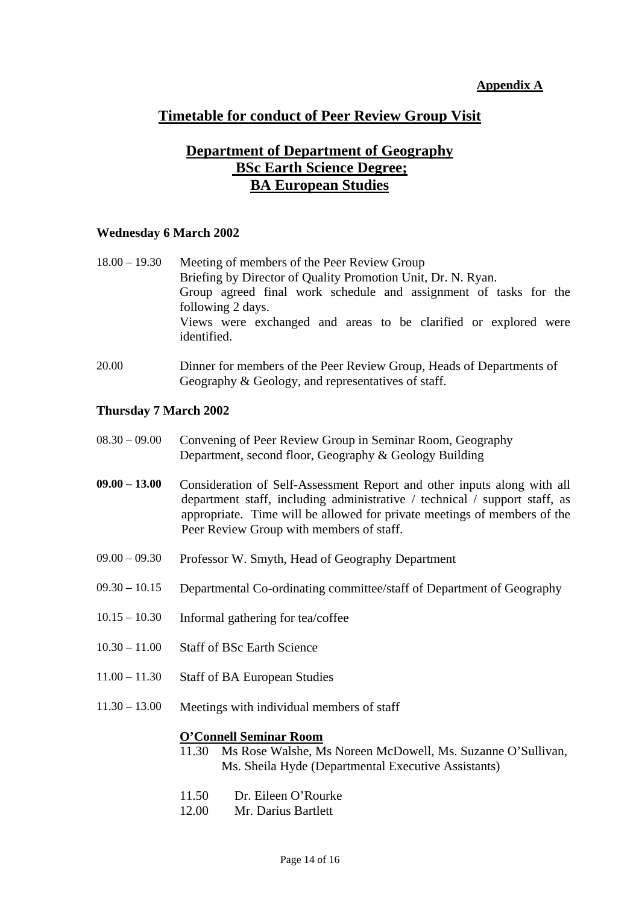**Appendix A**

# Timetable for conduct of Peer Review Group Visit

## Department of Department of Geography
## BSc Earth Science Degree;
## BA European Studies

### Wednesday 6 March 2002

18.00 – 19.30 Meeting of members of the Peer Review Group
Briefing by Director of Quality Promotion Unit, Dr. N. Ryan.
Group agreed final work schedule and assignment of tasks for the following 2 days.
Views were exchanged and areas to be clarified or explored were identified.

20.00 Dinner for members of the Peer Review Group, Heads of Departments of Geography & Geology, and representatives of staff.

### Thursday 7 March 2002

08.30 – 09.00 Convening of Peer Review Group in Seminar Room, Geography Department, second floor, Geography & Geology Building

**09.00 – 13.00** Consideration of Self-Assessment Report and other inputs along with all department staff, including administrative / technical / support staff, as appropriate. Time will be allowed for private meetings of members of the Peer Review Group with members of staff.

09.00 – 09.30 Professor W. Smyth, Head of Geography Department

09.30 – 10.15 Departmental Co-ordinating committee/staff of Department of Geography

10.15 – 10.30 Informal gathering for tea/coffee

10.30 – 11.00 Staff of BSc Earth Science

11.00 – 11.30 Staff of BA European Studies

11.30 – 13.00 Meetings with individual members of staff

**O'Connell Seminar Room**

11.30 Ms Rose Walshe, Ms Noreen McDowell, Ms. Suzanne O'Sullivan, Ms. Sheila Hyde (Departmental Executive Assistants)

11.50 Dr. Eileen O'Rourke
12.00 Mr. Darius Bartlett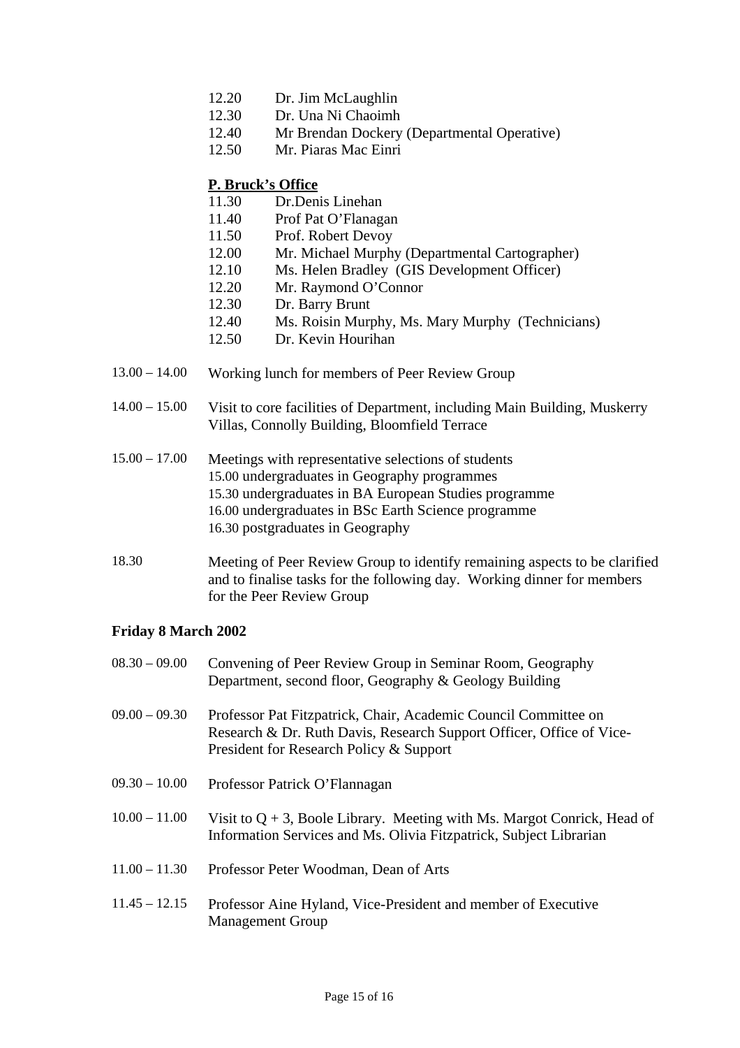12.20 Dr. Jim McLaughlin
12.30 Dr. Una Ni Chaoimh
12.40 Mr Brendan Dockery (Departmental Operative)
12.50 Mr. Piaras Mac Einri

**P. Bruck's Office**

11.30 Dr.Denis Linehan
11.40 Prof Pat O'Flanagan
11.50 Prof. Robert Devoy
12.00 Mr. Michael Murphy (Departmental Cartographer)
12.10 Ms. Helen Bradley (GIS Development Officer)
12.20 Mr. Raymond O'Connor
12.30 Dr. Barry Brunt
12.40 Ms. Roisin Murphy, Ms. Mary Murphy (Technicians)
12.50 Dr. Kevin Hourihan

13.00 – 14.00 Working lunch for members of Peer Review Group

14.00 – 15.00 Visit to core facilities of Department, including Main Building, Muskerry Villas, Connolly Building, Bloomfield Terrace

15.00 – 17.00 Meetings with representative selections of students
15.00 undergraduates in Geography programmes
15.30 undergraduates in BA European Studies programme
16.00 undergraduates in BSc Earth Science programme
16.30 postgraduates in Geography

18.30 Meeting of Peer Review Group to identify remaining aspects to be clarified and to finalise tasks for the following day. Working dinner for members for the Peer Review Group

**Friday 8 March 2002**

08.30 – 09.00 Convening of Peer Review Group in Seminar Room, Geography Department, second floor, Geography & Geology Building

09.00 – 09.30 Professor Pat Fitzpatrick, Chair, Academic Council Committee on Research & Dr. Ruth Davis, Research Support Officer, Office of Vice-President for Research Policy & Support

09.30 – 10.00 Professor Patrick O'Flannagan

10.00 – 11.00 Visit to Q + 3, Boole Library. Meeting with Ms. Margot Conrick, Head of Information Services and Ms. Olivia Fitzpatrick, Subject Librarian

11.00 – 11.30 Professor Peter Woodman, Dean of Arts

11.45 – 12.15 Professor Aine Hyland, Vice-President and member of Executive Management Group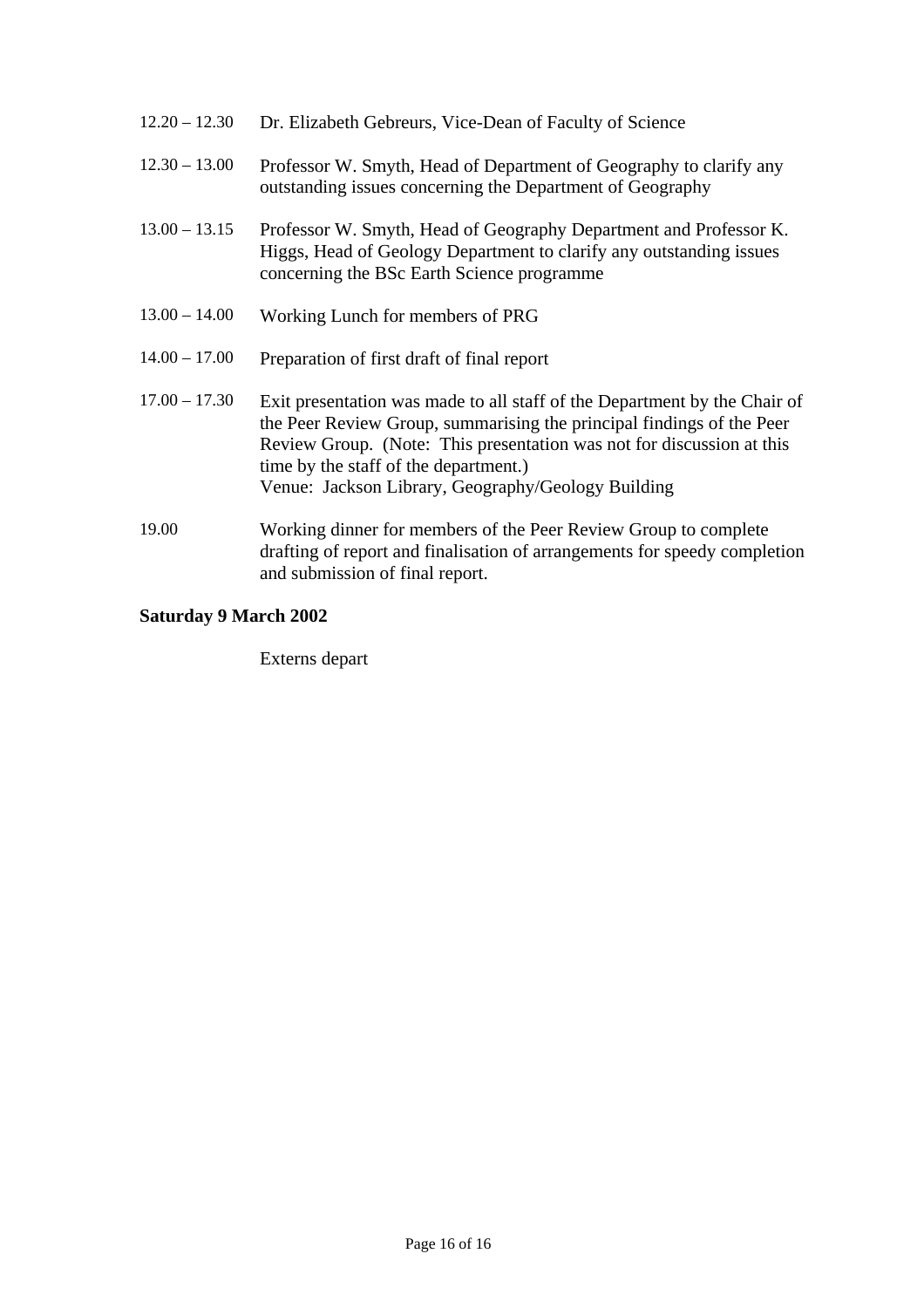| | |
|---|---|
| 12.20 – 12.30 | Dr. Elizabeth Gebreurs, Vice-Dean of Faculty of Science |
| 12.30 – 13.00 | Professor W. Smyth, Head of Department of Geography to clarify any outstanding issues concerning the Department of Geography |
| 13.00 – 13.15 | Professor W. Smyth, Head of Geography Department and Professor K. Higgs, Head of Geology Department to clarify any outstanding issues concerning the BSc Earth Science programme |
| 13.00 – 14.00 | Working Lunch for members of PRG |
| 14.00 – 17.00 | Preparation of first draft of final report |
| 17.00 – 17.30 | Exit presentation was made to all staff of the Department by the Chair of the Peer Review Group, summarising the principal findings of the Peer Review Group. (Note: This presentation was not for discussion at this time by the staff of the department.) Venue: Jackson Library, Geography/Geology Building |
| 19.00 | Working dinner for members of the Peer Review Group to complete drafting of report and finalisation of arrangements for speedy completion and submission of final report. |

**Saturday 9 March 2002**

Externs depart